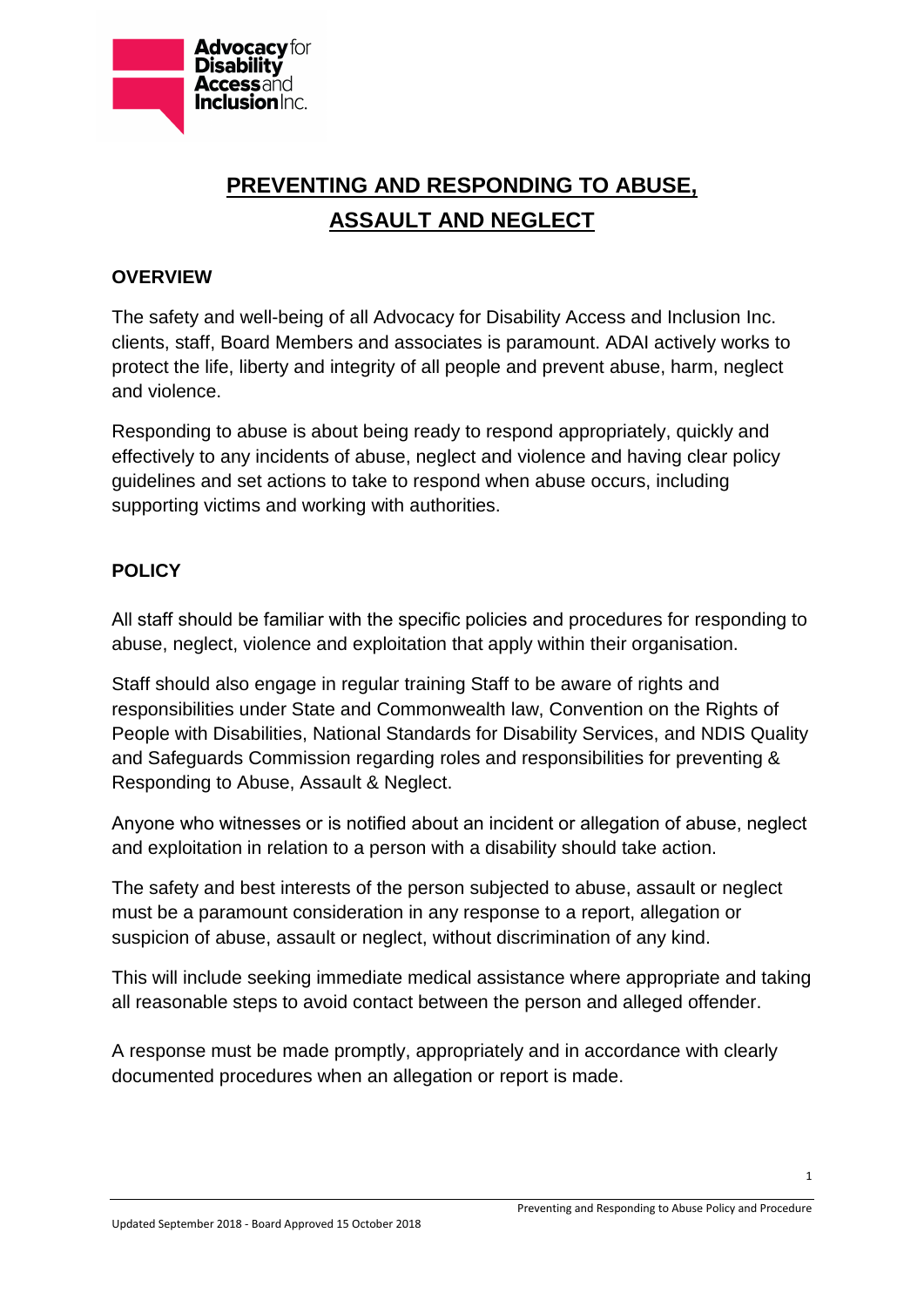# PREVENTING AND RESPONDING TO ABUSE, ASSAULT AND NEGLECT

## OVERVIEW

The safety and well-being of all Advocacy for Disability Access and Inclusion Inc. clients, staff, Board Members and associates is paramount. ADAI actively works to protect the life, liberty and integrity of all people and prevent abuse, harm, neglect and violence.

Responding to abuse is about being ready to respond appropriately, quickly and effectively to any incidents of abuse, neglect and violence and having clear policy guidelines and set actions to take to respond when abuse occurs, including supporting victims and working with authorities.

## POLICY

All staff should be familiar with the specific policies and procedures for responding to abuse, neglect, violence and exploitation that apply within their organisation.

Staff should also engage in regular training Staff to be aware of rights and responsibilities under State and Commonwealth law, Convention on the Rights of People with Disabilities, National Standards for Disability Services, and NDIS Quality and Safeguards Commission regarding roles and responsibilities for preventing & Responding to Abuse, Assault & Neglect.

Anyone who witnesses or is notified about an incident or allegation of abuse, neglect and exploitation in relation to a person with a disability should take action.

The safety and best interests of the person subjected to abuse, assault or neglect must be a paramount consideration in any response to a report, allegation or suspicion of abuse, assault or neglect, without discrimination of any kind.

This will include seeking immediate medical assistance where appropriate and taking all reasonable steps to avoid contact between the person and alleged offender.

A response must be made promptly, appropriately and in accordance with clearly documented procedures when an allegation or report is made.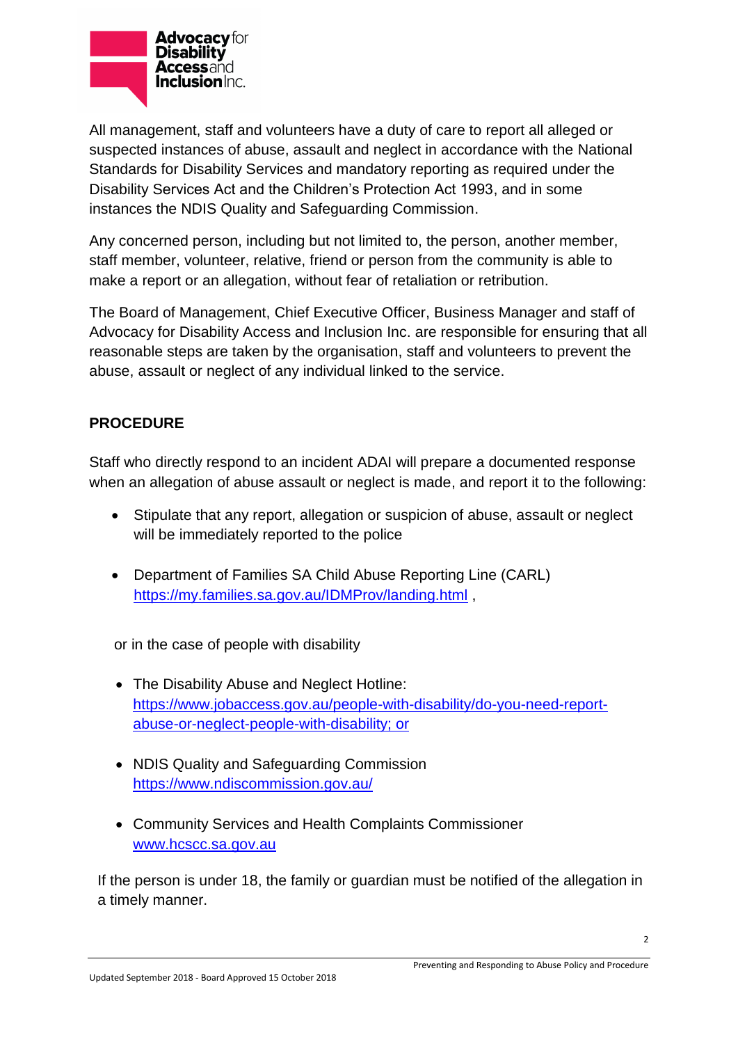All management, staff and volunteers have a duty of care to report all alleged or suspected instances of abuse, assault and neglect in accordance with the National Standards for Disability Services and mandatory reporting as required under the Disability Services Act and the Children's Protection Act 1993, and in some instances the NDIS Quality and Safeguarding Commission.

Any concerned person, including but not limited to, the person, another member, staff member, volunteer, relative, friend or person from the community is able to make a report or an allegation, without fear of retaliation or retribution.

The Board of Management, Chief Executive Officer, Business Manager and staff of Advocacy for Disability Access and Inclusion Inc. are responsible for ensuring that all reasonable steps are taken by the organisation, staff and volunteers to prevent the abuse, assault or neglect of any individual linked to the service.

## PROCEDURE

Staff who directly respond to an incident ADAI will prepare a documented response when an allegation of abuse assault or neglect is made, and report it to the following:

- Stipulate that any report, allegation or suspicion of abuse, assault or neglect will be immediately reported to the police

- Department of Families SA Child Abuse Reporting Line (CARL) https://my.families.sa.gov.au/IDMProv/landing.html ,

or in the case of people with disability

- The Disability Abuse and Neglect Hotline: https://www.jobaccess.gov.au/people-with-disability/do-you-need-report-abuse-or-neglect-people-with-disability; or

- NDIS Quality and Safeguarding Commission https://www.ndiscommission.gov.au/

- Community Services and Health Complaints Commissioner www.hcscc.sa.gov.au

If the person is under 18, the family or guardian must be notified of the allegation in a timely manner.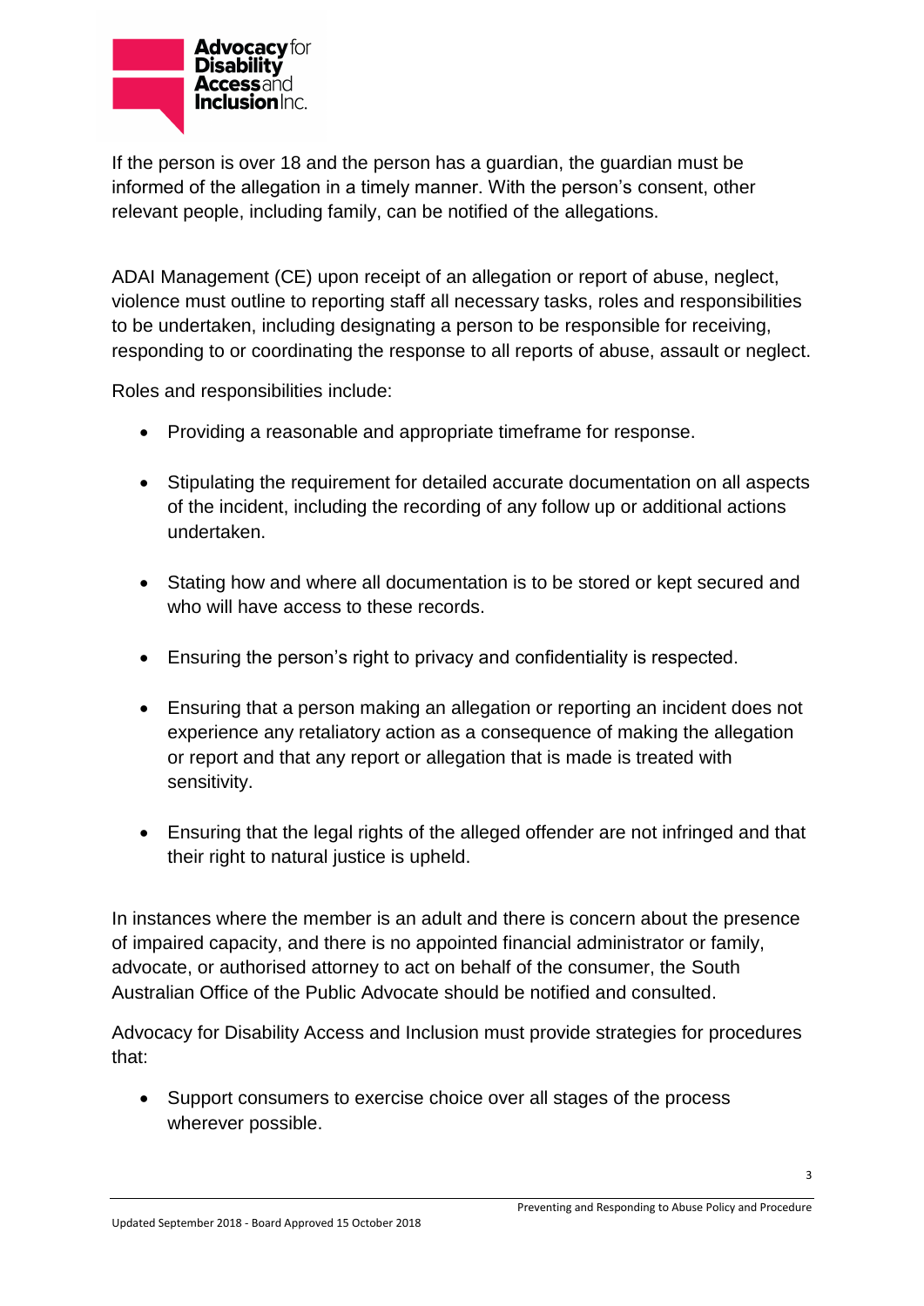If the person is over 18 and the person has a guardian, the guardian must be informed of the allegation in a timely manner. With the person's consent, other relevant people, including family, can be notified of the allegations.

ADAI Management (CE) upon receipt of an allegation or report of abuse, neglect, violence must outline to reporting staff all necessary tasks, roles and responsibilities to be undertaken, including designating a person to be responsible for receiving, responding to or coordinating the response to all reports of abuse, assault or neglect.

Roles and responsibilities include:

- Providing a reasonable and appropriate timeframe for response.
- Stipulating the requirement for detailed accurate documentation on all aspects of the incident, including the recording of any follow up or additional actions undertaken.
- Stating how and where all documentation is to be stored or kept secured and who will have access to these records.
- Ensuring the person's right to privacy and confidentiality is respected.
- Ensuring that a person making an allegation or reporting an incident does not experience any retaliatory action as a consequence of making the allegation or report and that any report or allegation that is made is treated with sensitivity.
- Ensuring that the legal rights of the alleged offender are not infringed and that their right to natural justice is upheld.

In instances where the member is an adult and there is concern about the presence of impaired capacity, and there is no appointed financial administrator or family, advocate, or authorised attorney to act on behalf of the consumer, the South Australian Office of the Public Advocate should be notified and consulted.

Advocacy for Disability Access and Inclusion must provide strategies for procedures that:

- Support consumers to exercise choice over all stages of the process wherever possible.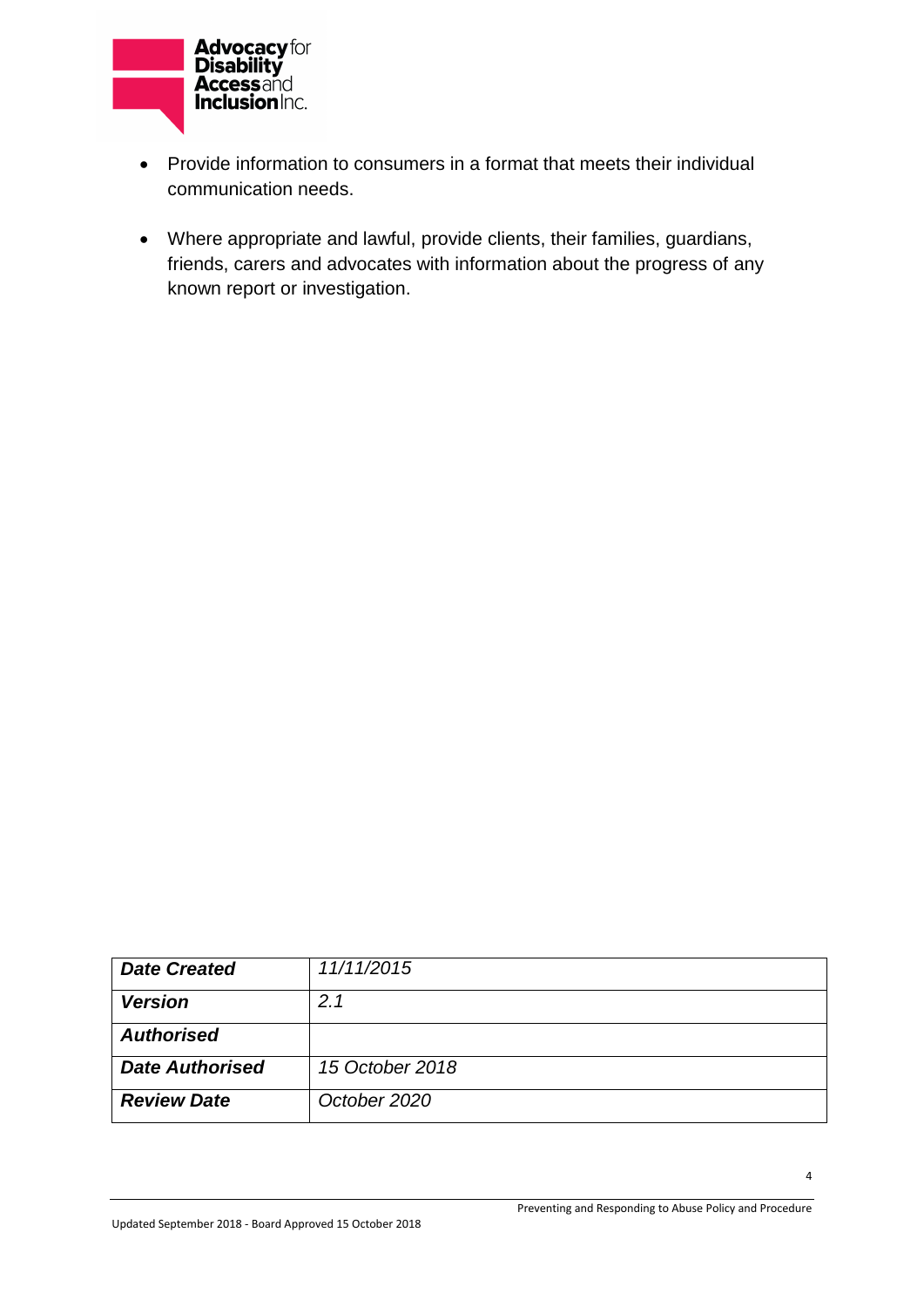- Provide information to consumers in a format that meets their individual communication needs.

- Where appropriate and lawful, provide clients, their families, guardians, friends, carers and advocates with information about the progress of any known report or investigation.

| | |
|---|---|
| ***Date Created*** | *11/11/2015* |
| ***Version*** | *2.1* |
| ***Authorised*** | |
| ***Date Authorised*** | *15 October 2018* |
| ***Review Date*** | *October 2020* |